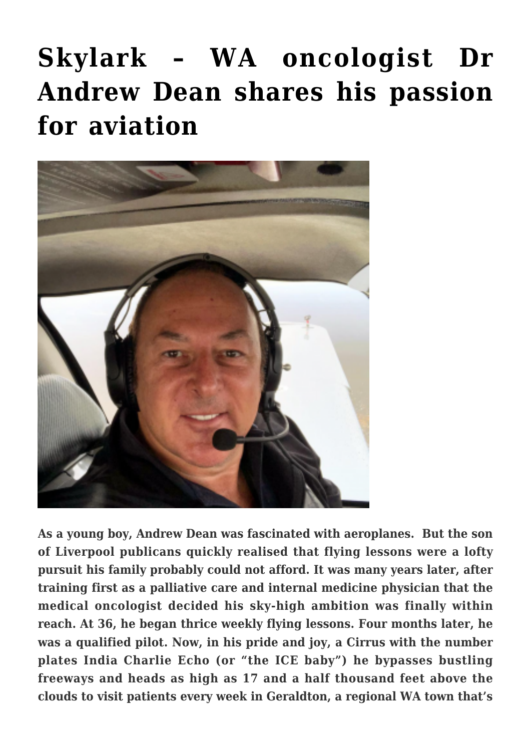# Skylark – WA oncologist Dr Andrew Dean shares his passion for aviation

**As a young boy, Andrew Dean was fascinated with aeroplanes. But the son of Liverpool publicans quickly realised that flying lessons were a lofty pursuit his family probably could not afford. It was many years later, after training first as a palliative care and internal medicine physician that the medical oncologist decided his sky-high ambition was finally within reach. At 36, he began thrice weekly flying lessons. Four months later, he was a qualified pilot. Now, in his pride and joy, a Cirrus with the number plates India Charlie Echo (or "the ICE baby") he bypasses bustling freeways and heads as high as 17 and a half thousand feet above the clouds to visit patients every week in Geraldton, a regional WA town that's**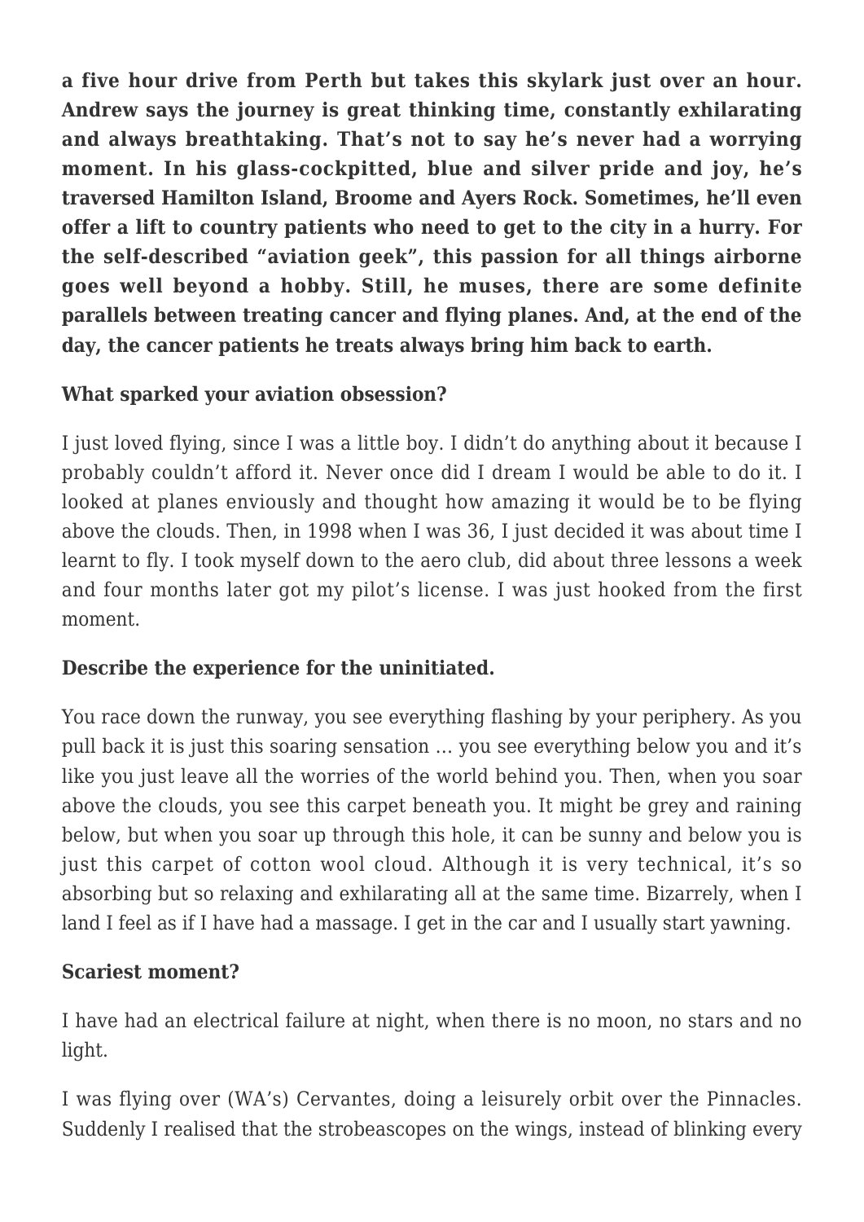**a five hour drive from Perth but takes this skylark just over an hour. Andrew says the journey is great thinking time, constantly exhilarating and always breathtaking. That's not to say he's never had a worrying moment. In his glass-cockpitted, blue and silver pride and joy, he's traversed Hamilton Island, Broome and Ayers Rock. Sometimes, he'll even offer a lift to country patients who need to get to the city in a hurry. For the self-described "aviation geek", this passion for all things airborne goes well beyond a hobby. Still, he muses, there are some definite parallels between treating cancer and flying planes. And, at the end of the day, the cancer patients he treats always bring him back to earth.**

**What sparked your aviation obsession?**

I just loved flying, since I was a little boy. I didn't do anything about it because I probably couldn't afford it. Never once did I dream I would be able to do it. I looked at planes enviously and thought how amazing it would be to be flying above the clouds. Then, in 1998 when I was 36, I just decided it was about time I learnt to fly. I took myself down to the aero club, did about three lessons a week and four months later got my pilot's license. I was just hooked from the first moment.

**Describe the experience for the uninitiated.**

You race down the runway, you see everything flashing by your periphery. As you pull back it is just this soaring sensation … you see everything below you and it's like you just leave all the worries of the world behind you. Then, when you soar above the clouds, you see this carpet beneath you. It might be grey and raining below, but when you soar up through this hole, it can be sunny and below you is just this carpet of cotton wool cloud. Although it is very technical, it's so absorbing but so relaxing and exhilarating all at the same time. Bizarrely, when I land I feel as if I have had a massage. I get in the car and I usually start yawning.

**Scariest moment?**

I have had an electrical failure at night, when there is no moon, no stars and no light.

I was flying over (WA's) Cervantes, doing a leisurely orbit over the Pinnacles. Suddenly I realised that the strobeascopes on the wings, instead of blinking every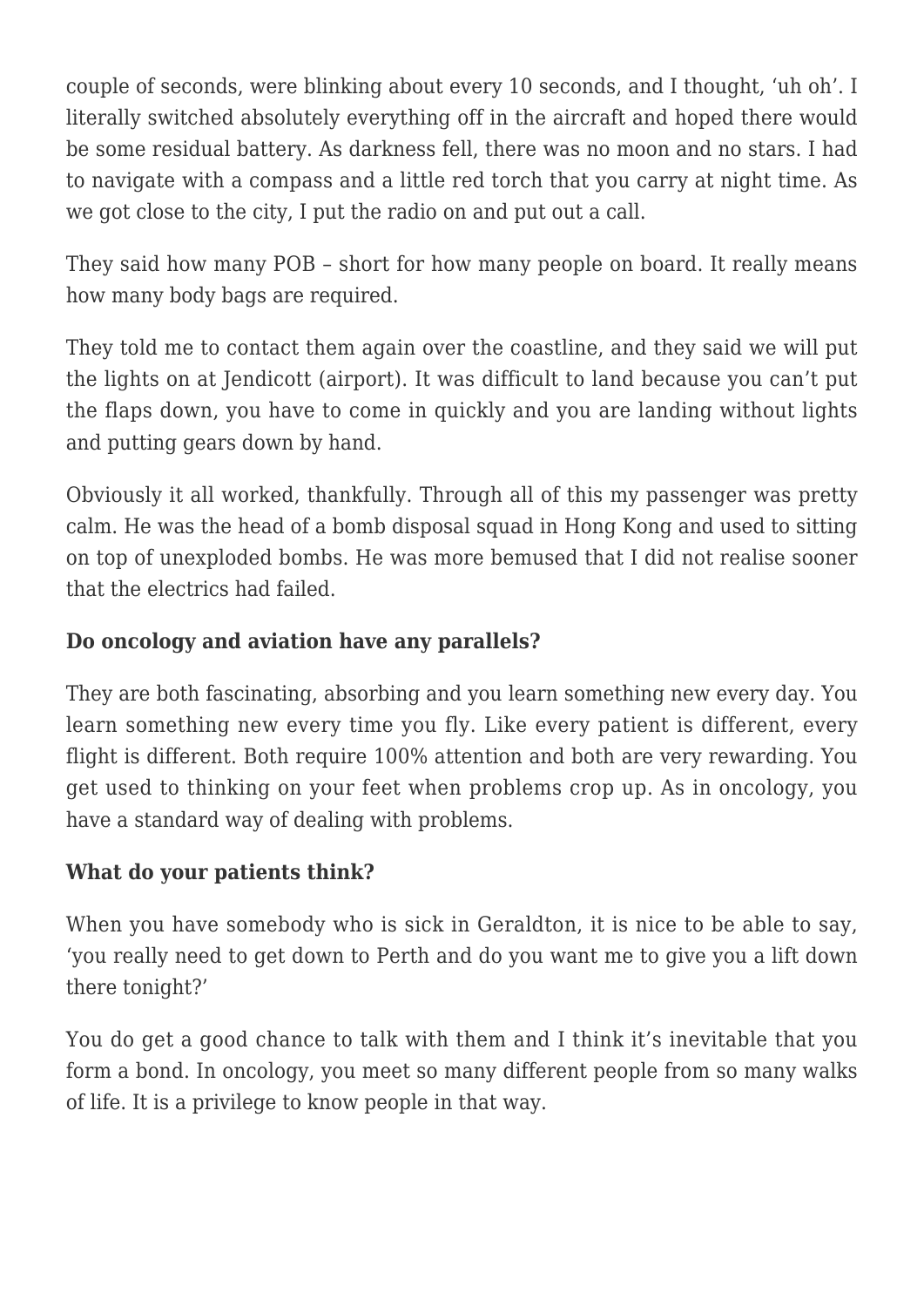couple of seconds, were blinking about every 10 seconds, and I thought, 'uh oh'. I literally switched absolutely everything off in the aircraft and hoped there would be some residual battery. As darkness fell, there was no moon and no stars. I had to navigate with a compass and a little red torch that you carry at night time. As we got close to the city, I put the radio on and put out a call.

They said how many POB – short for how many people on board. It really means how many body bags are required.

They told me to contact them again over the coastline, and they said we will put the lights on at Jendicott (airport). It was difficult to land because you can't put the flaps down, you have to come in quickly and you are landing without lights and putting gears down by hand.

Obviously it all worked, thankfully. Through all of this my passenger was pretty calm. He was the head of a bomb disposal squad in Hong Kong and used to sitting on top of unexploded bombs. He was more bemused that I did not realise sooner that the electrics had failed.

**Do oncology and aviation have any parallels?**

They are both fascinating, absorbing and you learn something new every day. You learn something new every time you fly. Like every patient is different, every flight is different. Both require 100% attention and both are very rewarding. You get used to thinking on your feet when problems crop up. As in oncology, you have a standard way of dealing with problems.

**What do your patients think?**

When you have somebody who is sick in Geraldton, it is nice to be able to say, 'you really need to get down to Perth and do you want me to give you a lift down there tonight?'

You do get a good chance to talk with them and I think it's inevitable that you form a bond. In oncology, you meet so many different people from so many walks of life. It is a privilege to know people in that way.